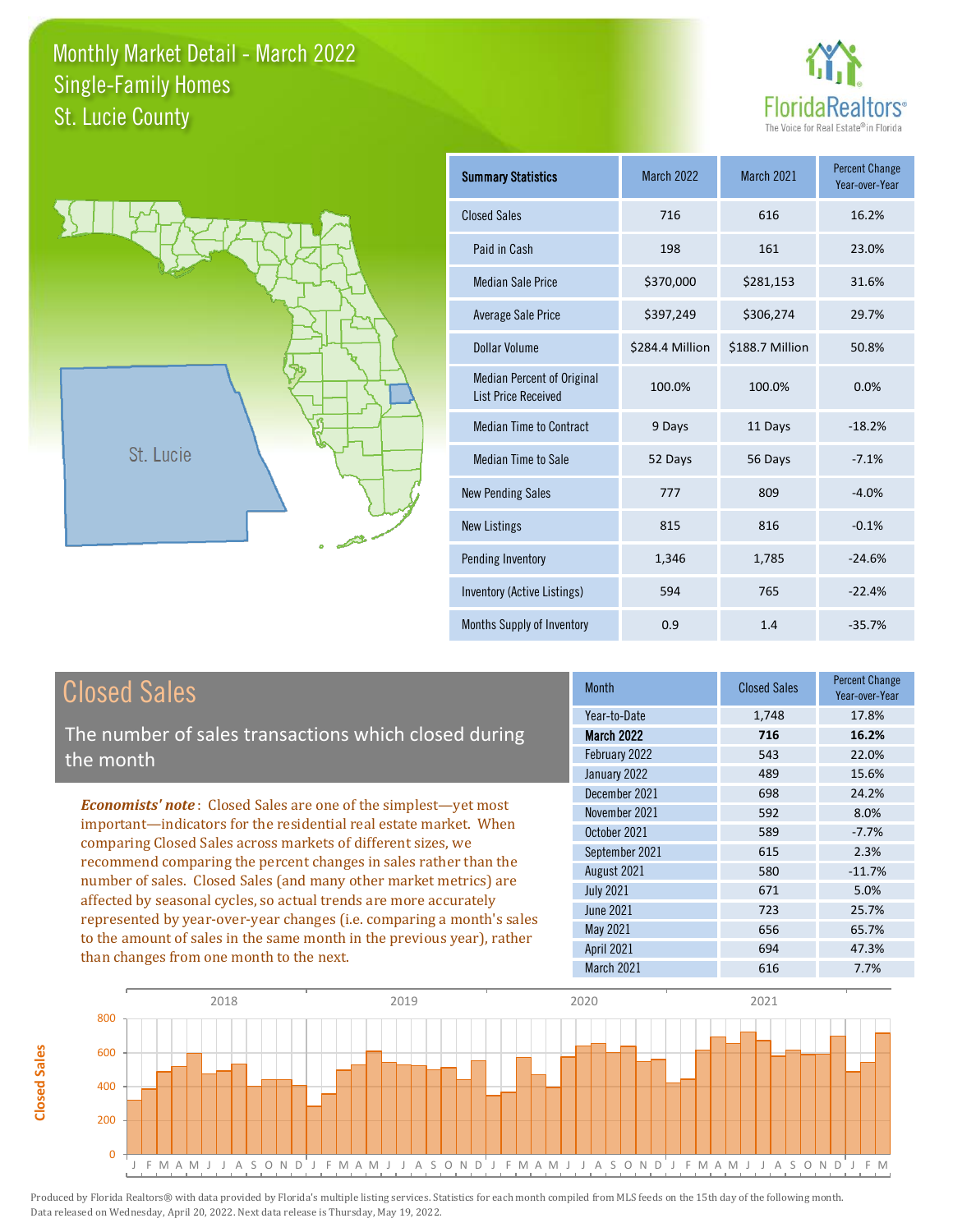# Monthly Market Detail - March 2022
## Single-Family Homes
## St. Lucie County

| Summary Statistics | March 2022 | March 2021 | Percent Change Year-over-Year |
|---|---|---|---|
| Closed Sales | 716 | 616 | 16.2% |
| Paid in Cash | 198 | 161 | 23.0% |
| Median Sale Price | $370,000 | $281,153 | 31.6% |
| Average Sale Price | $397,249 | $306,274 | 29.7% |
| Dollar Volume | $284.4 Million | $188.7 Million | 50.8% |
| Median Percent of Original List Price Received | 100.0% | 100.0% | 0.0% |
| Median Time to Contract | 9 Days | 11 Days | -18.2% |
| Median Time to Sale | 52 Days | 56 Days | -7.1% |
| New Pending Sales | 777 | 809 | -4.0% |
| New Listings | 815 | 816 | -0.1% |
| Pending Inventory | 1,346 | 1,785 | -24.6% |
| Inventory (Active Listings) | 594 | 765 | -22.4% |
| Months Supply of Inventory | 0.9 | 1.4 | -35.7% |

## Closed Sales

The number of sales transactions which closed during the month

***Economists' note***: Closed Sales are one of the simplest—yet most important—indicators for the residential real estate market. When comparing Closed Sales across markets of different sizes, we recommend comparing the percent changes in sales rather than the number of sales. Closed Sales (and many other market metrics) are affected by seasonal cycles, so actual trends are more accurately represented by year-over-year changes (i.e. comparing a month's sales to the amount of sales in the same month in the previous year), rather than changes from one month to the next.

| Month | Closed Sales | Percent Change Year-over-Year |
|---|---|---|
| Year-to-Date | 1,748 | 17.8% |
| **March 2022** | **716** | **16.2%** |
| February 2022 | 543 | 22.0% |
| January 2022 | 489 | 15.6% |
| December 2021 | 698 | 24.2% |
| November 2021 | 592 | 8.0% |
| October 2021 | 589 | -7.7% |
| September 2021 | 615 | 2.3% |
| August 2021 | 580 | -11.7% |
| July 2021 | 671 | 5.0% |
| June 2021 | 723 | 25.7% |
| May 2021 | 656 | 65.7% |
| April 2021 | 694 | 47.3% |
| March 2021 | 616 | 7.7% |

Produced by Florida Realtors® with data provided by Florida's multiple listing services. Statistics for each month compiled from MLS feeds on the 15th day of the following month. Data released on Wednesday, April 20, 2022. Next data release is Thursday, May 19, 2022.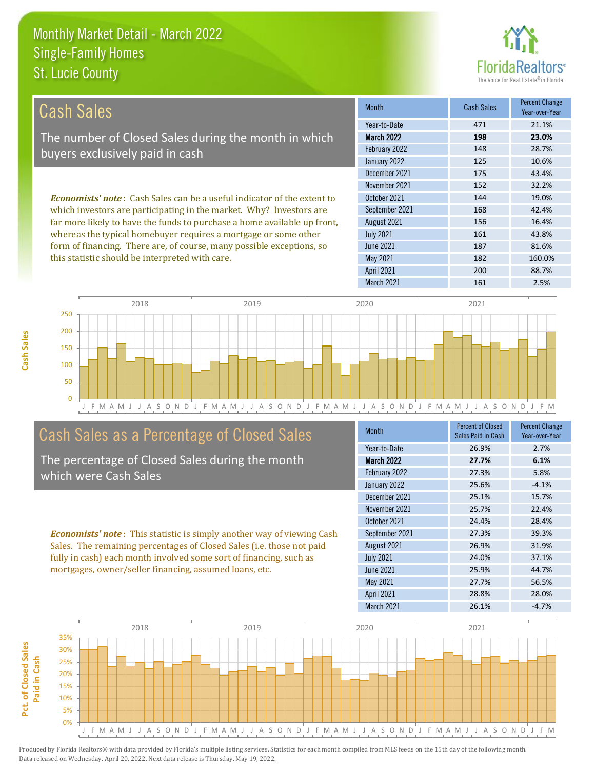# Monthly Market Detail - March 2022
## Single-Family Homes
## St. Lucie County

## Cash Sales

The number of Closed Sales during the month in which buyers exclusively paid in cash

***Economists' note***: Cash Sales can be a useful indicator of the extent to which investors are participating in the market. Why? Investors are far more likely to have the funds to purchase a home available up front, whereas the typical homebuyer requires a mortgage or some other form of financing. There are, of course, many possible exceptions, so this statistic should be interpreted with care.

| Month | Cash Sales | Percent Change Year-over-Year |
|---|---|---|
| Year-to-Date | 471 | 21.1% |
| **March 2022** | **198** | **23.0%** |
| February 2022 | 148 | 28.7% |
| January 2022 | 125 | 10.6% |
| December 2021 | 175 | 43.4% |
| November 2021 | 152 | 32.2% |
| October 2021 | 144 | 19.0% |
| September 2021 | 168 | 42.4% |
| August 2021 | 156 | 16.4% |
| July 2021 | 161 | 43.8% |
| June 2021 | 187 | 81.6% |
| May 2021 | 182 | 160.0% |
| April 2021 | 200 | 88.7% |
| March 2021 | 161 | 2.5% |

## Cash Sales as a Percentage of Closed Sales

The percentage of Closed Sales during the month which were Cash Sales

***Economists' note***: This statistic is simply another way of viewing Cash Sales. The remaining percentages of Closed Sales (i.e. those not paid fully in cash) each month involved some sort of financing, such as mortgages, owner/seller financing, assumed loans, etc.

| Month | Percent of Closed Sales Paid in Cash | Percent Change Year-over-Year |
|---|---|---|
| Year-to-Date | 26.9% | 2.7% |
| **March 2022** | **27.7%** | **6.1%** |
| February 2022 | 27.3% | 5.8% |
| January 2022 | 25.6% | -4.1% |
| December 2021 | 25.1% | 15.7% |
| November 2021 | 25.7% | 22.4% |
| October 2021 | 24.4% | 28.4% |
| September 2021 | 27.3% | 39.3% |
| August 2021 | 26.9% | 31.9% |
| July 2021 | 24.0% | 37.1% |
| June 2021 | 25.9% | 44.7% |
| May 2021 | 27.7% | 56.5% |
| April 2021 | 28.8% | 28.0% |
| March 2021 | 26.1% | -4.7% |

Produced by Florida Realtors® with data provided by Florida's multiple listing services. Statistics for each month compiled from MLS feeds on the 15th day of the following month. Data released on Wednesday, April 20, 2022. Next data release is Thursday, May 19, 2022.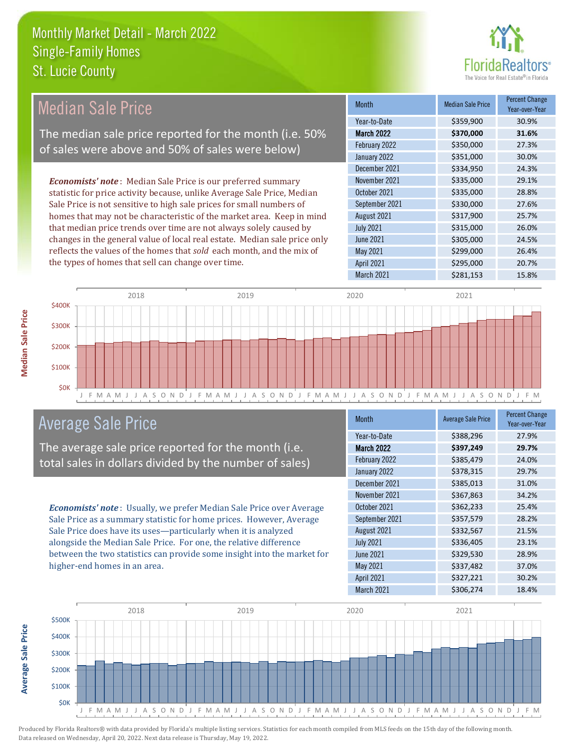# Monthly Market Detail - March 2022
## Single-Family Homes
## St. Lucie County

## Median Sale Price

The median sale price reported for the month (i.e. 50% of sales were above and 50% of sales were below)

***Economists' note***: Median Sale Price is our preferred summary statistic for price activity because, unlike Average Sale Price, Median Sale Price is not sensitive to high sale prices for small numbers of homes that may not be characteristic of the market area. Keep in mind that median price trends over time are not always solely caused by changes in the general value of local real estate. Median sale price only reflects the values of the homes that *sold* each month, and the mix of the types of homes that sell can change over time.

| Month | Median Sale Price | Percent Change Year-over-Year |
|---|---|---|
| Year-to-Date | $359,900 | 30.9% |
| **March 2022** | **$370,000** | **31.6%** |
| February 2022 | $350,000 | 27.3% |
| January 2022 | $351,000 | 30.0% |
| December 2021 | $334,950 | 24.3% |
| November 2021 | $335,000 | 29.1% |
| October 2021 | $335,000 | 28.8% |
| September 2021 | $330,000 | 27.6% |
| August 2021 | $317,900 | 25.7% |
| July 2021 | $315,000 | 26.0% |
| June 2021 | $305,000 | 24.5% |
| May 2021 | $299,000 | 26.4% |
| April 2021 | $295,000 | 20.7% |
| March 2021 | $281,153 | 15.8% |

## Average Sale Price

The average sale price reported for the month (i.e. total sales in dollars divided by the number of sales)

***Economists' note***: Usually, we prefer Median Sale Price over Average Sale Price as a summary statistic for home prices. However, Average Sale Price does have its uses—particularly when it is analyzed alongside the Median Sale Price. For one, the relative difference between the two statistics can provide some insight into the market for higher-end homes in an area.

| Month | Average Sale Price | Percent Change Year-over-Year |
|---|---|---|
| Year-to-Date | $388,296 | 27.9% |
| **March 2022** | **$397,249** | **29.7%** |
| February 2022 | $385,479 | 24.0% |
| January 2022 | $378,315 | 29.7% |
| December 2021 | $385,013 | 31.0% |
| November 2021 | $367,863 | 34.2% |
| October 2021 | $362,233 | 25.4% |
| September 2021 | $357,579 | 28.2% |
| August 2021 | $332,567 | 21.5% |
| July 2021 | $336,405 | 23.1% |
| June 2021 | $329,530 | 28.9% |
| May 2021 | $337,482 | 37.0% |
| April 2021 | $327,221 | 30.2% |
| March 2021 | $306,274 | 18.4% |

Produced by Florida Realtors® with data provided by Florida's multiple listing services. Statistics for each month compiled from MLS feeds on the 15th day of the following month. Data released on Wednesday, April 20, 2022. Next data release is Thursday, May 19, 2022.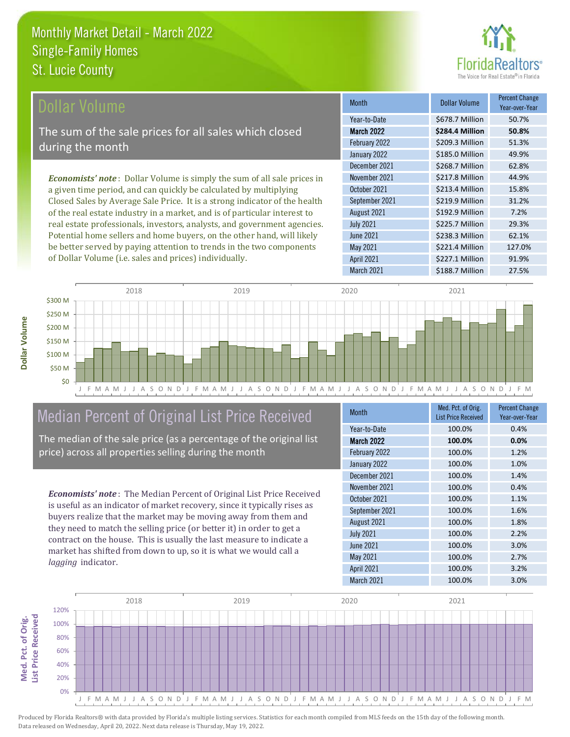Monthly Market Detail - March 2022
Single-Family Homes
St. Lucie County

## Dollar Volume

The sum of the sale prices for all sales which closed during the month

*Economists' note*: Dollar Volume is simply the sum of all sale prices in a given time period, and can quickly be calculated by multiplying Closed Sales by Average Sale Price. It is a strong indicator of the health of the real estate industry in a market, and is of particular interest to real estate professionals, investors, analysts, and government agencies. Potential home sellers and home buyers, on the other hand, will likely be better served by paying attention to trends in the two components of Dollar Volume (i.e. sales and prices) individually.

| Month | Dollar Volume | Percent Change Year-over-Year |
|---|---|---|
| Year-to-Date | $678.7 Million | 50.7% |
| **March 2022** | **$284.4 Million** | **50.8%** |
| February 2022 | $209.3 Million | 51.3% |
| January 2022 | $185.0 Million | 49.9% |
| December 2021 | $268.7 Million | 62.8% |
| November 2021 | $217.8 Million | 44.9% |
| October 2021 | $213.4 Million | 15.8% |
| September 2021 | $219.9 Million | 31.2% |
| August 2021 | $192.9 Million | 7.2% |
| July 2021 | $225.7 Million | 29.3% |
| June 2021 | $238.3 Million | 62.1% |
| May 2021 | $221.4 Million | 127.0% |
| April 2021 | $227.1 Million | 91.9% |
| March 2021 | $188.7 Million | 27.5% |

## Median Percent of Original List Price Received

The median of the sale price (as a percentage of the original list price) across all properties selling during the month

*Economists' note*: The Median Percent of Original List Price Received is useful as an indicator of market recovery, since it typically rises as buyers realize that the market may be moving away from them and they need to match the selling price (or better it) in order to get a contract on the house. This is usually the last measure to indicate a market has shifted from down to up, so it is what we would call a *lagging* indicator.

| Month | Med. Pct. of Orig. List Price Received | Percent Change Year-over-Year |
|---|---|---|
| Year-to-Date | 100.0% | 0.4% |
| **March 2022** | **100.0%** | **0.0%** |
| February 2022 | 100.0% | 1.2% |
| January 2022 | 100.0% | 1.0% |
| December 2021 | 100.0% | 1.4% |
| November 2021 | 100.0% | 0.4% |
| October 2021 | 100.0% | 1.1% |
| September 2021 | 100.0% | 1.6% |
| August 2021 | 100.0% | 1.8% |
| July 2021 | 100.0% | 2.2% |
| June 2021 | 100.0% | 3.0% |
| May 2021 | 100.0% | 2.7% |
| April 2021 | 100.0% | 3.2% |
| March 2021 | 100.0% | 3.0% |

Produced by Florida Realtors® with data provided by Florida's multiple listing services. Statistics for each month compiled from MLS feeds on the 15th day of the following month. Data released on Wednesday, April 20, 2022. Next data release is Thursday, May 19, 2022.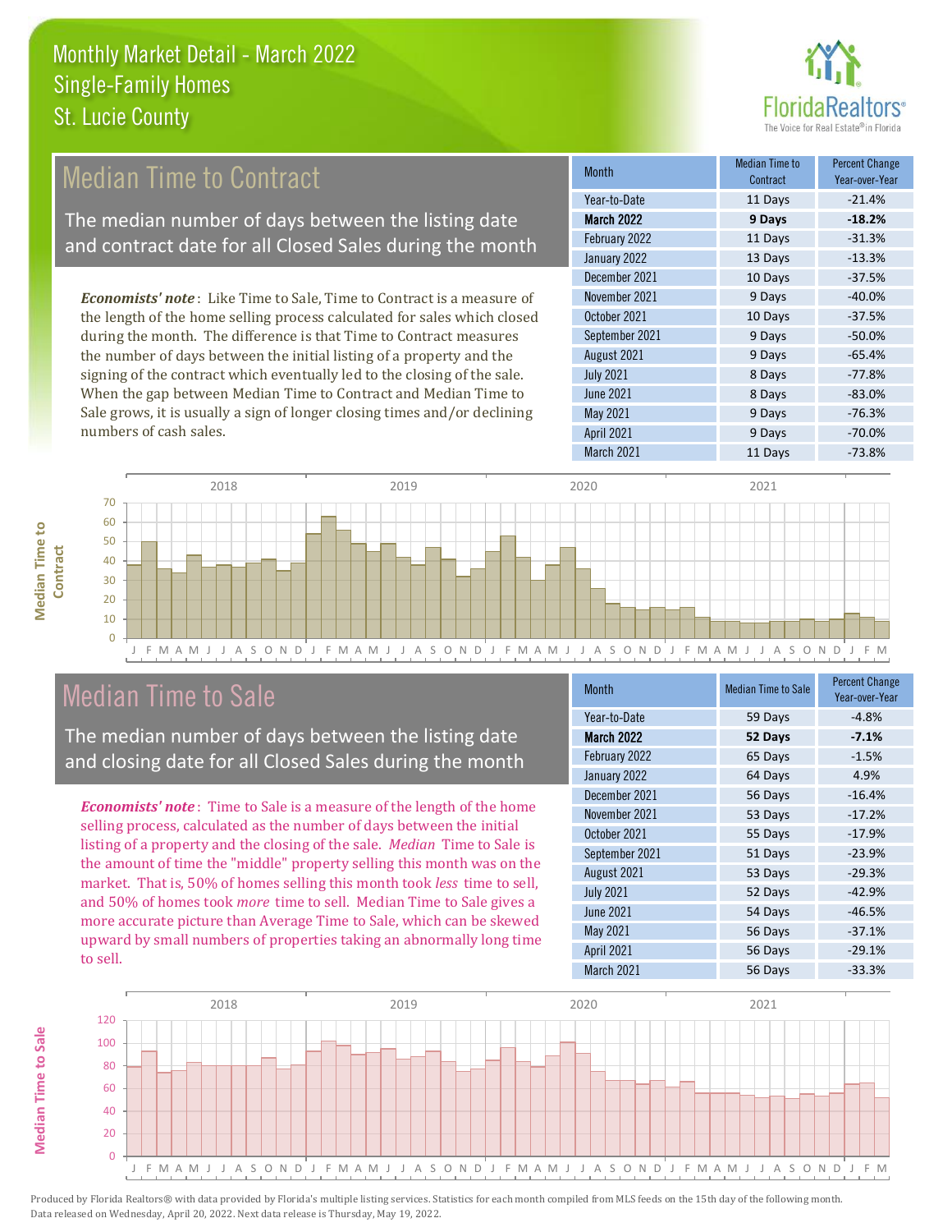# Monthly Market Detail - March 2022
## Single-Family Homes
## St. Lucie County

## Median Time to Contract

The median number of days between the listing date and contract date for all Closed Sales during the month

*Economists' note*: Like Time to Sale, Time to Contract is a measure of the length of the home selling process calculated for sales which closed during the month. The difference is that Time to Contract measures the number of days between the initial listing of a property and the signing of the contract which eventually led to the closing of the sale. When the gap between Median Time to Contract and Median Time to Sale grows, it is usually a sign of longer closing times and/or declining numbers of cash sales.

| Month | Median Time to Contract | Percent Change Year-over-Year |
|---|---|---|
| Year-to-Date | 11 Days | -21.4% |
| **March 2022** | **9 Days** | **-18.2%** |
| February 2022 | 11 Days | -31.3% |
| January 2022 | 13 Days | -13.3% |
| December 2021 | 10 Days | -37.5% |
| November 2021 | 9 Days | -40.0% |
| October 2021 | 10 Days | -37.5% |
| September 2021 | 9 Days | -50.0% |
| August 2021 | 9 Days | -65.4% |
| July 2021 | 8 Days | -77.8% |
| June 2021 | 8 Days | -83.0% |
| May 2021 | 9 Days | -76.3% |
| April 2021 | 9 Days | -70.0% |
| March 2021 | 11 Days | -73.8% |

## Median Time to Sale

The median number of days between the listing date and closing date for all Closed Sales during the month

*Economists' note*: Time to Sale is a measure of the length of the home selling process, calculated as the number of days between the initial listing of a property and the closing of the sale. *Median* Time to Sale is the amount of time the "middle" property selling this month was on the market. That is, 50% of homes selling this month took *less* time to sell, and 50% of homes took *more* time to sell. Median Time to Sale gives a more accurate picture than Average Time to Sale, which can be skewed upward by small numbers of properties taking an abnormally long time to sell.

| Month | Median Time to Sale | Percent Change Year-over-Year |
|---|---|---|
| Year-to-Date | 59 Days | -4.8% |
| **March 2022** | **52 Days** | **-7.1%** |
| February 2022 | 65 Days | -1.5% |
| January 2022 | 64 Days | 4.9% |
| December 2021 | 56 Days | -16.4% |
| November 2021 | 53 Days | -17.2% |
| October 2021 | 55 Days | -17.9% |
| September 2021 | 51 Days | -23.9% |
| August 2021 | 53 Days | -29.3% |
| July 2021 | 52 Days | -42.9% |
| June 2021 | 54 Days | -46.5% |
| May 2021 | 56 Days | -37.1% |
| April 2021 | 56 Days | -29.1% |
| March 2021 | 56 Days | -33.3% |

Produced by Florida Realtors® with data provided by Florida's multiple listing services. Statistics for each month compiled from MLS feeds on the 15th day of the following month. Data released on Wednesday, April 20, 2022. Next data release is Thursday, May 19, 2022.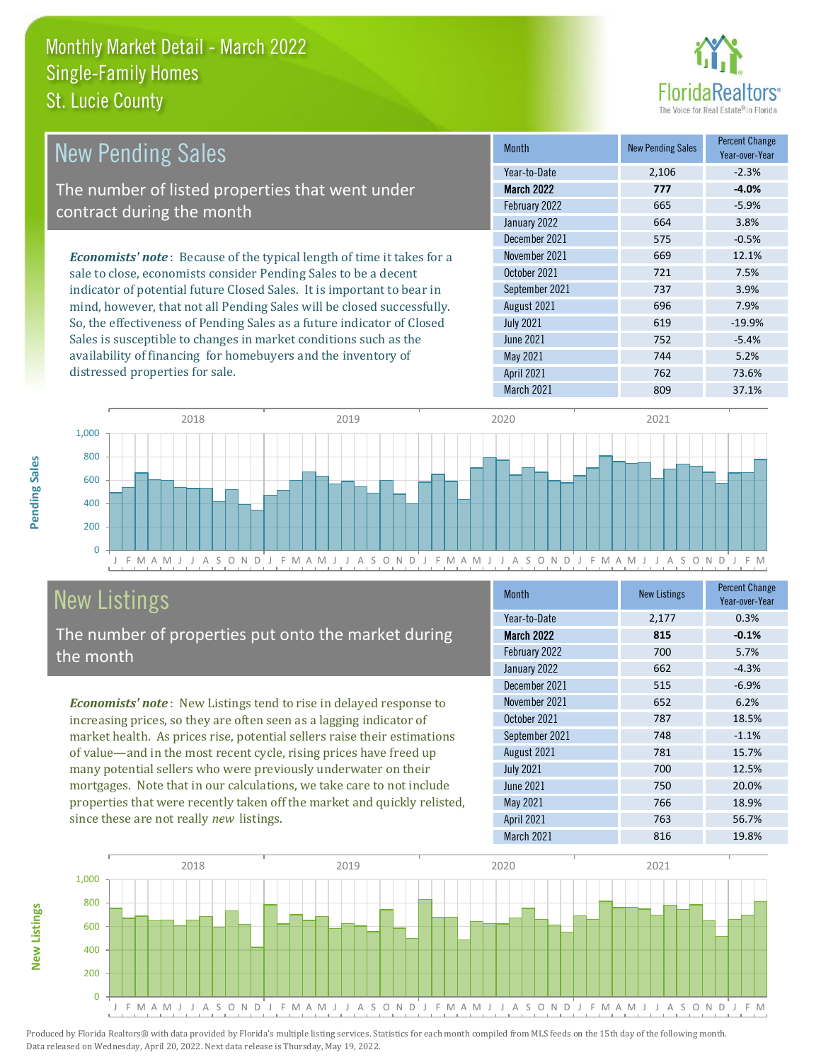# Monthly Market Detail - March 2022
## Single-Family Homes
## St. Lucie County

## New Pending Sales

The number of listed properties that went under contract during the month

***Economists' note***: Because of the typical length of time it takes for a sale to close, economists consider Pending Sales to be a decent indicator of potential future Closed Sales. It is important to bear in mind, however, that not all Pending Sales will be closed successfully. So, the effectiveness of Pending Sales as a future indicator of Closed Sales is susceptible to changes in market conditions such as the availability of financing for homebuyers and the inventory of distressed properties for sale.

| Month | New Pending Sales | Percent Change Year-over-Year |
|---|---|---|
| Year-to-Date | 2,106 | -2.3% |
| **March 2022** | **777** | **-4.0%** |
| February 2022 | 665 | -5.9% |
| January 2022 | 664 | 3.8% |
| December 2021 | 575 | -0.5% |
| November 2021 | 669 | 12.1% |
| October 2021 | 721 | 7.5% |
| September 2021 | 737 | 3.9% |
| August 2021 | 696 | 7.9% |
| July 2021 | 619 | -19.9% |
| June 2021 | 752 | -5.4% |
| May 2021 | 744 | 5.2% |
| April 2021 | 762 | 73.6% |
| March 2021 | 809 | 37.1% |

## New Listings

The number of properties put onto the market during the month

***Economists' note***: New Listings tend to rise in delayed response to increasing prices, so they are often seen as a lagging indicator of market health. As prices rise, potential sellers raise their estimations of value—and in the most recent cycle, rising prices have freed up many potential sellers who were previously underwater on their mortgages. Note that in our calculations, we take care to not include properties that were recently taken off the market and quickly relisted, since these are not really *new* listings.

| Month | New Listings | Percent Change Year-over-Year |
|---|---|---|
| Year-to-Date | 2,177 | 0.3% |
| **March 2022** | **815** | **-0.1%** |
| February 2022 | 700 | 5.7% |
| January 2022 | 662 | -4.3% |
| December 2021 | 515 | -6.9% |
| November 2021 | 652 | 6.2% |
| October 2021 | 787 | 18.5% |
| September 2021 | 748 | -1.1% |
| August 2021 | 781 | 15.7% |
| July 2021 | 700 | 12.5% |
| June 2021 | 750 | 20.0% |
| May 2021 | 766 | 18.9% |
| April 2021 | 763 | 56.7% |
| March 2021 | 816 | 19.8% |

Produced by Florida Realtors® with data provided by Florida's multiple listing services. Statistics for each month compiled from MLS feeds on the 15th day of the following month. Data released on Wednesday, April 20, 2022. Next data release is Thursday, May 19, 2022.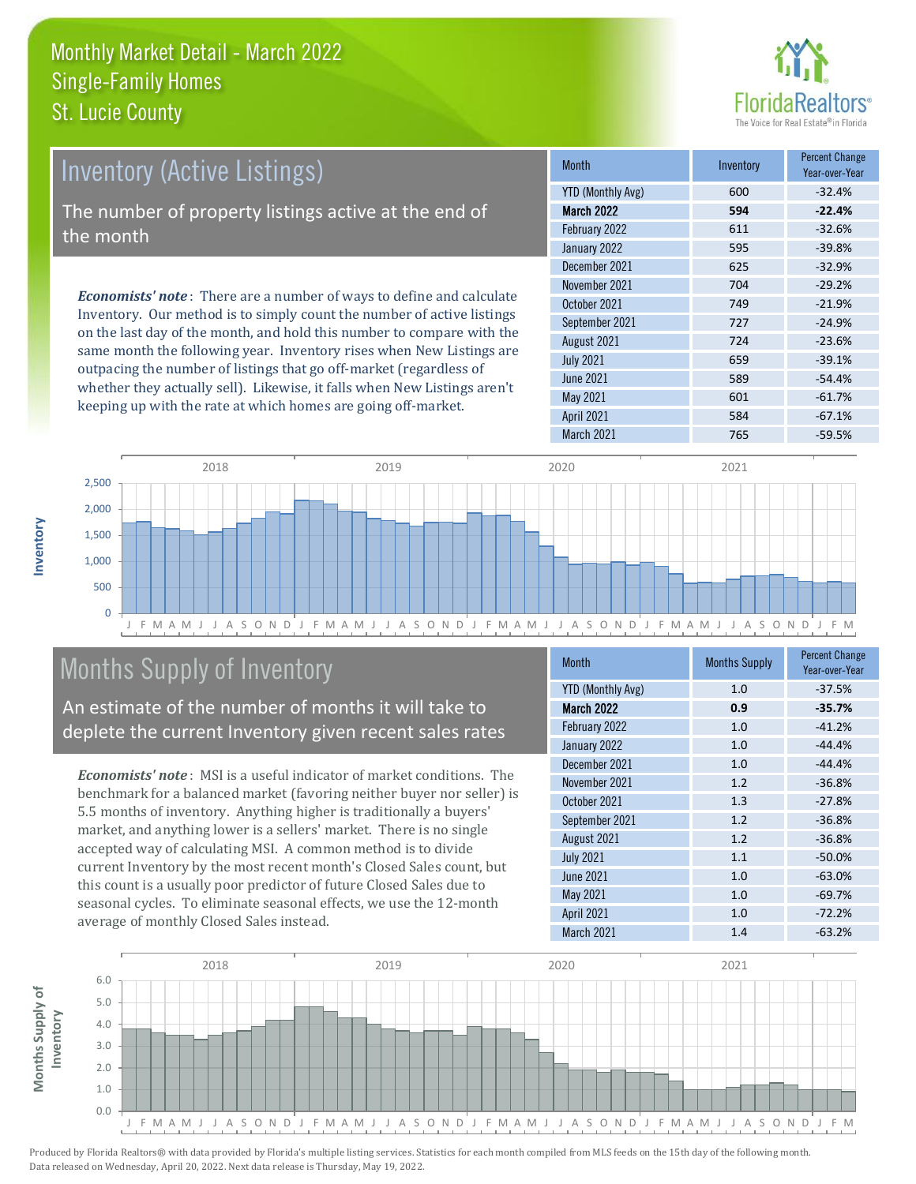# Monthly Market Detail - March 2022
## Single-Family Homes
## St. Lucie County

## Inventory (Active Listings)

The number of property listings active at the end of the month

*Economists' note*: There are a number of ways to define and calculate Inventory. Our method is to simply count the number of active listings on the last day of the month, and hold this number to compare with the same month the following year. Inventory rises when New Listings are outpacing the number of listings that go off-market (regardless of whether they actually sell). Likewise, it falls when New Listings aren't keeping up with the rate at which homes are going off-market.

| Month | Inventory | Percent Change Year-over-Year |
|---|---|---|
| YTD (Monthly Avg) | 600 | -32.4% |
| **March 2022** | **594** | **-22.4%** |
| February 2022 | 611 | -32.6% |
| January 2022 | 595 | -39.8% |
| December 2021 | 625 | -32.9% |
| November 2021 | 704 | -29.2% |
| October 2021 | 749 | -21.9% |
| September 2021 | 727 | -24.9% |
| August 2021 | 724 | -23.6% |
| July 2021 | 659 | -39.1% |
| June 2021 | 589 | -54.4% |
| May 2021 | 601 | -61.7% |
| April 2021 | 584 | -67.1% |
| March 2021 | 765 | -59.5% |

## Months Supply of Inventory

An estimate of the number of months it will take to deplete the current Inventory given recent sales rates

*Economists' note*: MSI is a useful indicator of market conditions. The benchmark for a balanced market (favoring neither buyer nor seller) is 5.5 months of inventory. Anything higher is traditionally a buyers' market, and anything lower is a sellers' market. There is no single accepted way of calculating MSI. A common method is to divide current Inventory by the most recent month's Closed Sales count, but this count is a usually poor predictor of future Closed Sales due to seasonal cycles. To eliminate seasonal effects, we use the 12-month average of monthly Closed Sales instead.

| Month | Months Supply | Percent Change Year-over-Year |
|---|---|---|
| YTD (Monthly Avg) | 1.0 | -37.5% |
| **March 2022** | **0.9** | **-35.7%** |
| February 2022 | 1.0 | -41.2% |
| January 2022 | 1.0 | -44.4% |
| December 2021 | 1.0 | -44.4% |
| November 2021 | 1.2 | -36.8% |
| October 2021 | 1.3 | -27.8% |
| September 2021 | 1.2 | -36.8% |
| August 2021 | 1.2 | -36.8% |
| July 2021 | 1.1 | -50.0% |
| June 2021 | 1.0 | -63.0% |
| May 2021 | 1.0 | -69.7% |
| April 2021 | 1.0 | -72.2% |
| March 2021 | 1.4 | -63.2% |

Produced by Florida Realtors® with data provided by Florida's multiple listing services. Statistics for each month compiled from MLS feeds on the 15th day of the following month. Data released on Wednesday, April 20, 2022. Next data release is Thursday, May 19, 2022.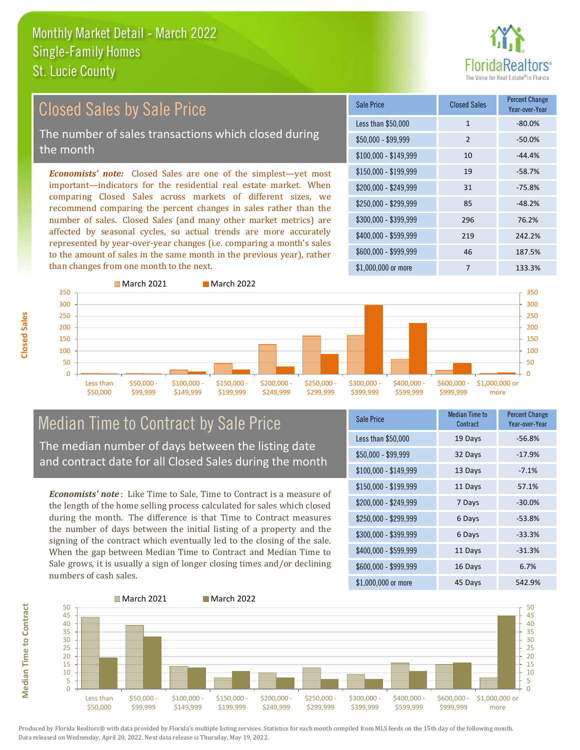# Monthly Market Detail - March 2022
## Single-Family Homes
## St. Lucie County

## Closed Sales by Sale Price

The number of sales transactions which closed during the month

*Economists' note:* Closed Sales are one of the simplest—yet most important—indicators for the residential real estate market. When comparing Closed Sales across markets of different sizes, we recommend comparing the percent changes in sales rather than the number of sales. Closed Sales (and many other market metrics) are affected by seasonal cycles, so actual trends are more accurately represented by year-over-year changes (i.e. comparing a month's sales to the amount of sales in the same month in the previous year), rather than changes from one month to the next.

| Sale Price | Closed Sales | Percent Change Year-over-Year |
|---|---|---|
| Less than $50,000 | 1 | -80.0% |
| $50,000 - $99,999 | 2 | -50.0% |
| $100,000 - $149,999 | 10 | -44.4% |
| $150,000 - $199,999 | 19 | -58.7% |
| $200,000 - $249,999 | 31 | -75.8% |
| $250,000 - $299,999 | 85 | -48.2% |
| $300,000 - $399,999 | 296 | 76.2% |
| $400,000 - $599,999 | 219 | 242.2% |
| $600,000 - $999,999 | 46 | 187.5% |
| $1,000,000 or more | 7 | 133.3% |

## Median Time to Contract by Sale Price

The median number of days between the listing date and contract date for all Closed Sales during the month

*Economists' note*: Like Time to Sale, Time to Contract is a measure of the length of the home selling process calculated for sales which closed during the month. The difference is that Time to Contract measures the number of days between the initial listing of a property and the signing of the contract which eventually led to the closing of the sale. When the gap between Median Time to Contract and Median Time to Sale grows, it is usually a sign of longer closing times and/or declining numbers of cash sales.

| Sale Price | Median Time to Contract | Percent Change Year-over-Year |
|---|---|---|
| Less than $50,000 | 19 Days | -56.8% |
| $50,000 - $99,999 | 32 Days | -17.9% |
| $100,000 - $149,999 | 13 Days | -7.1% |
| $150,000 - $199,999 | 11 Days | 57.1% |
| $200,000 - $249,999 | 7 Days | -30.0% |
| $250,000 - $299,999 | 6 Days | -53.8% |
| $300,000 - $399,999 | 6 Days | -33.3% |
| $400,000 - $599,999 | 11 Days | -31.3% |
| $600,000 - $999,999 | 16 Days | 6.7% |
| $1,000,000 or more | 45 Days | 542.9% |

Produced by Florida Realtors® with data provided by Florida's multiple listing services. Statistics for each month compiled from MLS feeds on the 15th day of the following month. Data released on Wednesday, April 20, 2022. Next data release is Thursday, May 19, 2022.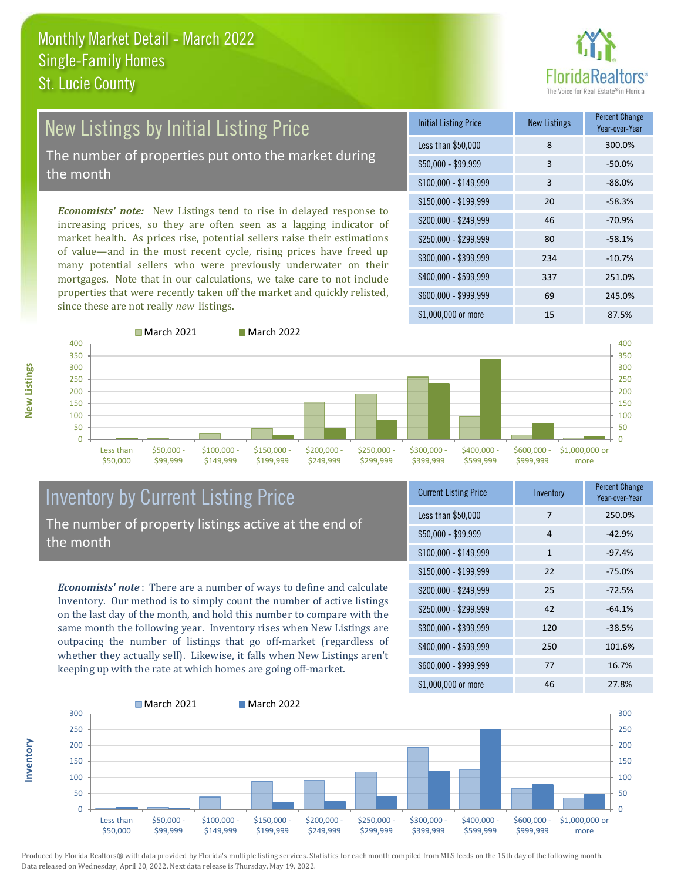# Monthly Market Detail - March 2022
## Single-Family Homes
## St. Lucie County

## New Listings by Initial Listing Price

The number of properties put onto the market during the month

*Economists' note:* New Listings tend to rise in delayed response to increasing prices, so they are often seen as a lagging indicator of market health. As prices rise, potential sellers raise their estimations of value—and in the most recent cycle, rising prices have freed up many potential sellers who were previously underwater on their mortgages. Note that in our calculations, we take care to not include properties that were recently taken off the market and quickly relisted, since these are not really *new* listings.

| Initial Listing Price | New Listings | Percent Change Year-over-Year |
|---|---|---|
| Less than $50,000 | 8 | 300.0% |
| $50,000 - $99,999 | 3 | -50.0% |
| $100,000 - $149,999 | 3 | -88.0% |
| $150,000 - $199,999 | 20 | -58.3% |
| $200,000 - $249,999 | 46 | -70.9% |
| $250,000 - $299,999 | 80 | -58.1% |
| $300,000 - $399,999 | 234 | -10.7% |
| $400,000 - $599,999 | 337 | 251.0% |
| $600,000 - $999,999 | 69 | 245.0% |
| $1,000,000 or more | 15 | 87.5% |

## Inventory by Current Listing Price

The number of property listings active at the end of the month

*Economists' note*: There are a number of ways to define and calculate Inventory. Our method is to simply count the number of active listings on the last day of the month, and hold this number to compare with the same month the following year. Inventory rises when New Listings are outpacing the number of listings that go off-market (regardless of whether they actually sell). Likewise, it falls when New Listings aren't keeping up with the rate at which homes are going off-market.

| Current Listing Price | Inventory | Percent Change Year-over-Year |
|---|---|---|
| Less than $50,000 | 7 | 250.0% |
| $50,000 - $99,999 | 4 | -42.9% |
| $100,000 - $149,999 | 1 | -97.4% |
| $150,000 - $199,999 | 22 | -75.0% |
| $200,000 - $249,999 | 25 | -72.5% |
| $250,000 - $299,999 | 42 | -64.1% |
| $300,000 - $399,999 | 120 | -38.5% |
| $400,000 - $599,999 | 250 | 101.6% |
| $600,000 - $999,999 | 77 | 16.7% |
| $1,000,000 or more | 46 | 27.8% |

Produced by Florida Realtors® with data provided by Florida's multiple listing services. Statistics for each month compiled from MLS feeds on the 15th day of the following month. Data released on Wednesday, April 20, 2022. Next data release is Thursday, May 19, 2022.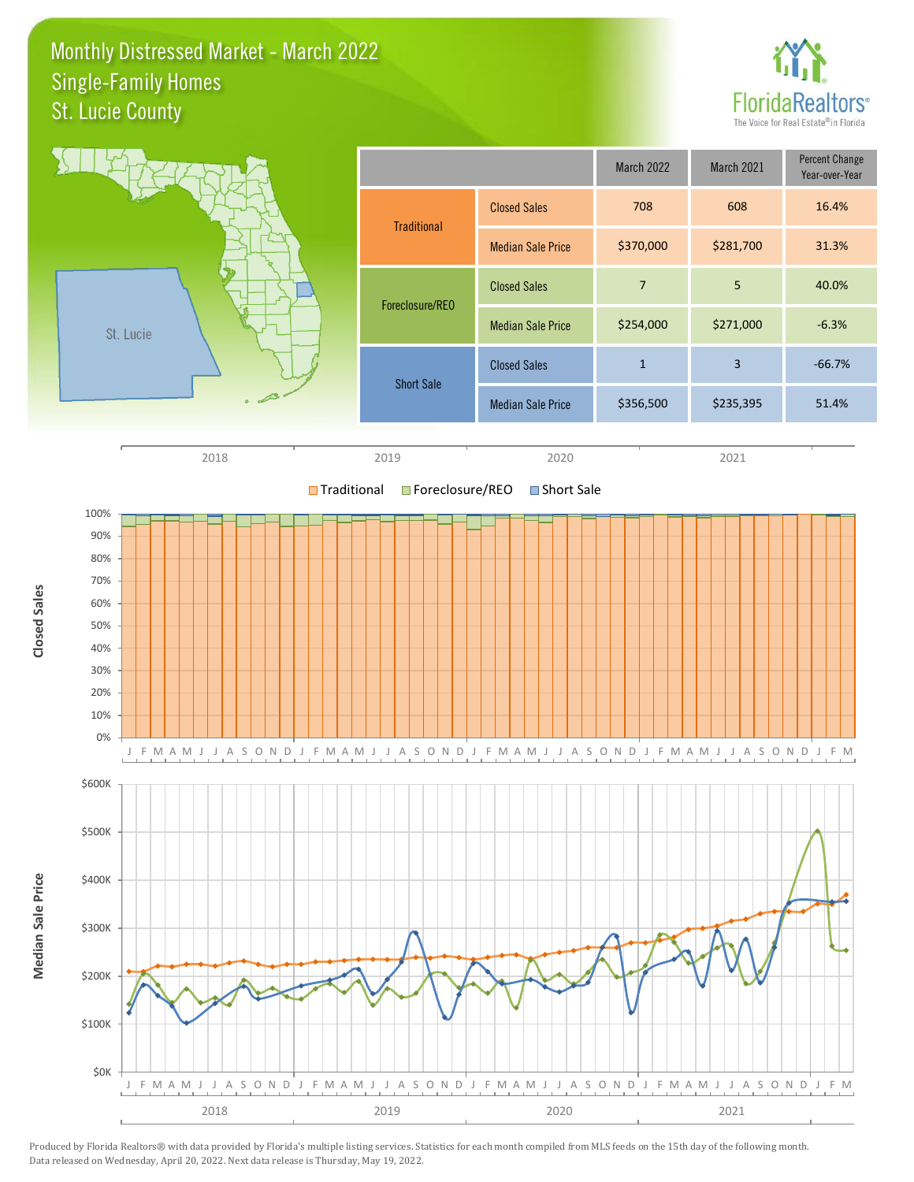# Monthly Distressed Market - March 2022
## Single-Family Homes
## St. Lucie County

FloridaRealtors®
The Voice for Real Estate® in Florida

St. Lucie

| | | March 2022 | March 2021 | Percent Change Year-over-Year |
|---|---|---|---|---|
| Traditional | Closed Sales | 708 | 608 | 16.4% |
| | Median Sale Price | $370,000 | $281,700 | 31.3% |
| Foreclosure/REO | Closed Sales | 7 | 5 | 40.0% |
| | Median Sale Price | $254,000 | $271,000 | -6.3% |
| Short Sale | Closed Sales | 1 | 3 | -66.7% |
| | Median Sale Price | $356,500 | $235,395 | 51.4% |

2018 2019 2020 2021

Traditional Foreclosure/REO Short Sale

Closed Sales

100% 90% 80% 70% 60% 50% 40% 30% 20% 10% 0%

J F M A M J J A S O N D J F M A M J J A S O N D J F M A M J J A S O N D J F M A M J J A S O N D J F M

Median Sale Price

$600K $500K $400K $300K $200K $100K $0K

J F M A M J J A S O N D J F M A M J J A S O N D J F M A M J J A S O N D J F M A M J J A S O N D J F M

2018 2019 2020 2021

Produced by Florida Realtors® with data provided by Florida's multiple listing services. Statistics for each month compiled from MLS feeds on the 15th day of the following month. Data released on Wednesday, April 20, 2022. Next data release is Thursday, May 19, 2022.